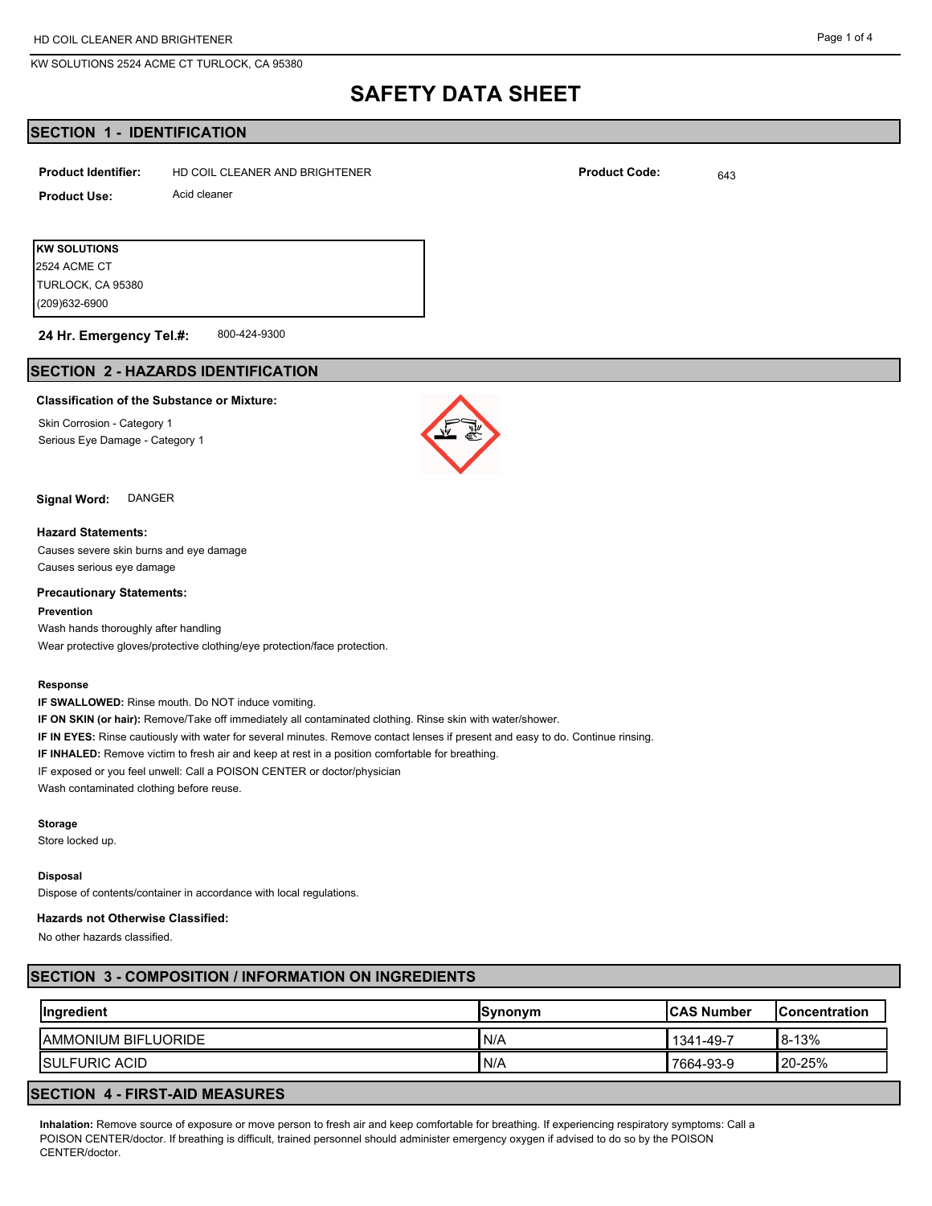# SAFETY DATA SHEET

## SECTION 1 - IDENTIFICATION

**Product Identifier:** HD COIL CLEANER AND BRIGHTENER

**Product Code:** 643

**Product Use:** Acid cleaner

**KW SOLUTIONS**
2524 ACME CT
TURLOCK, CA 95380
(209)632-6900

**24 Hr. Emergency Tel.#:** 800-424-9300

## SECTION 2 - HAZARDS IDENTIFICATION

**Classification of the Substance or Mixture:**

Skin Corrosion - Category 1
Serious Eye Damage - Category 1

**Signal Word:** DANGER

**Hazard Statements:**

Causes severe skin burns and eye damage
Causes serious eye damage

**Precautionary Statements:**

**Prevention**

Wash hands thoroughly after handling
Wear protective gloves/protective clothing/eye protection/face protection.

**Response**

**IF SWALLOWED:** Rinse mouth. Do NOT induce vomiting.
**IF ON SKIN (or hair):** Remove/Take off immediately all contaminated clothing. Rinse skin with water/shower.
**IF IN EYES:** Rinse cautiously with water for several minutes. Remove contact lenses if present and easy to do. Continue rinsing.
**IF INHALED:** Remove victim to fresh air and keep at rest in a position comfortable for breathing.
IF exposed or you feel unwell: Call a POISON CENTER or doctor/physician
Wash contaminated clothing before reuse.

**Storage**

Store locked up.

**Disposal**

Dispose of contents/container in accordance with local regulations.

**Hazards not Otherwise Classified:**

No other hazards classified.

## SECTION 3 - COMPOSITION / INFORMATION ON INGREDIENTS

| Ingredient | Synonym | CAS Number | Concentration |
|---|---|---|---|
| AMMONIUM BIFLUORIDE | N/A | 1341-49-7 | 8-13% |
| SULFURIC ACID | N/A | 7664-93-9 | 20-25% |

## SECTION 4 - FIRST-AID MEASURES

**Inhalation:** Remove source of exposure or move person to fresh air and keep comfortable for breathing. If experiencing respiratory symptoms: Call a POISON CENTER/doctor. If breathing is difficult, trained personnel should administer emergency oxygen if advised to do so by the POISON CENTER/doctor.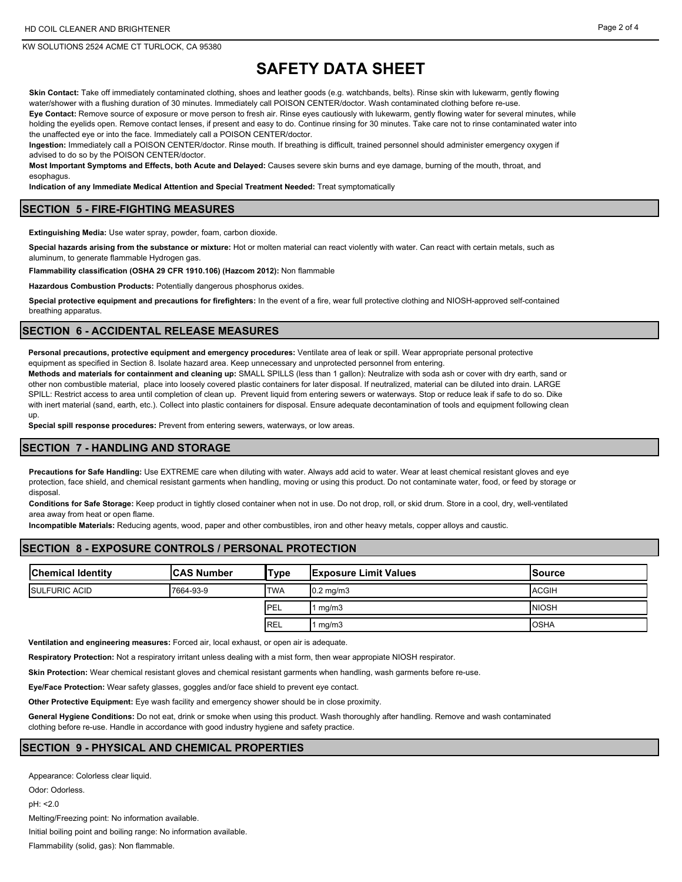# SAFETY DATA SHEET

**Skin Contact:** Take off immediately contaminated clothing, shoes and leather goods (e.g. watchbands, belts). Rinse skin with lukewarm, gently flowing water/shower with a flushing duration of 30 minutes. Immediately call POISON CENTER/doctor. Wash contaminated clothing before re-use.

**Eye Contact:** Remove source of exposure or move person to fresh air. Rinse eyes cautiously with lukewarm, gently flowing water for several minutes, while holding the eyelids open. Remove contact lenses, if present and easy to do. Continue rinsing for 30 minutes. Take care not to rinse contaminated water into the unaffected eye or into the face. Immediately call a POISON CENTER/doctor.

**Ingestion:** Immediately call a POISON CENTER/doctor. Rinse mouth. If breathing is difficult, trained personnel should administer emergency oxygen if advised to do so by the POISON CENTER/doctor.

**Most Important Symptoms and Effects, both Acute and Delayed:** Causes severe skin burns and eye damage, burning of the mouth, throat, and esophagus.

**Indication of any Immediate Medical Attention and Special Treatment Needed:** Treat symptomatically

## SECTION 5 - FIRE-FIGHTING MEASURES

**Extinguishing Media:** Use water spray, powder, foam, carbon dioxide.

**Special hazards arising from the substance or mixture:** Hot or molten material can react violently with water. Can react with certain metals, such as aluminum, to generate flammable Hydrogen gas.

**Flammability classification (OSHA 29 CFR 1910.106) (Hazcom 2012):** Non flammable

**Hazardous Combustion Products:** Potentially dangerous phosphorus oxides.

**Special protective equipment and precautions for firefighters:** In the event of a fire, wear full protective clothing and NIOSH-approved self-contained breathing apparatus.

## SECTION 6 - ACCIDENTAL RELEASE MEASURES

**Personal precautions, protective equipment and emergency procedures:** Ventilate area of leak or spill. Wear appropriate personal protective equipment as specified in Section 8. Isolate hazard area. Keep unnecessary and unprotected personnel from entering.

**Methods and materials for containment and cleaning up:** SMALL SPILLS (less than 1 gallon): Neutralize with soda ash or cover with dry earth, sand or other non combustible material, place into loosely covered plastic containers for later disposal. If neutralized, material can be diluted into drain. LARGE SPILL: Restrict access to area until completion of clean up. Prevent liquid from entering sewers or waterways. Stop or reduce leak if safe to do so. Dike with inert material (sand, earth, etc.). Collect into plastic containers for disposal. Ensure adequate decontamination of tools and equipment following clean up.

**Special spill response procedures:** Prevent from entering sewers, waterways, or low areas.

## SECTION 7 - HANDLING AND STORAGE

**Precautions for Safe Handling:** Use EXTREME care when diluting with water. Always add acid to water. Wear at least chemical resistant gloves and eye protection, face shield, and chemical resistant garments when handling, moving or using this product. Do not contaminate water, food, or feed by storage or disposal.

**Conditions for Safe Storage:** Keep product in tightly closed container when not in use. Do not drop, roll, or skid drum. Store in a cool, dry, well-ventilated area away from heat or open flame.

**Incompatible Materials:** Reducing agents, wood, paper and other combustibles, iron and other heavy metals, copper alloys and caustic.

## SECTION 8 - EXPOSURE CONTROLS / PERSONAL PROTECTION

| Chemical Identity | CAS Number | Type | Exposure Limit Values | Source |
|---|---|---|---|---|
| SULFURIC ACID | 7664-93-9 | TWA | 0.2 mg/m3 | ACGIH |
| | | PEL | 1 mg/m3 | NIOSH |
| | | REL | 1 mg/m3 | OSHA |

**Ventilation and engineering measures:** Forced air, local exhaust, or open air is adequate.

**Respiratory Protection:** Not a respiratory irritant unless dealing with a mist form, then wear appropiate NIOSH respirator.

**Skin Protection:** Wear chemical resistant gloves and chemical resistant garments when handling, wash garments before re-use.

**Eye/Face Protection:** Wear safety glasses, goggles and/or face shield to prevent eye contact.

**Other Protective Equipment:** Eye wash facility and emergency shower should be in close proximity.

**General Hygiene Conditions:** Do not eat, drink or smoke when using this product. Wash thoroughly after handling. Remove and wash contaminated clothing before re-use. Handle in accordance with good industry hygiene and safety practice.

## SECTION 9 - PHYSICAL AND CHEMICAL PROPERTIES

Appearance: Colorless clear liquid.

Odor: Odorless.

pH: <2.0

Melting/Freezing point: No information available.

Initial boiling point and boiling range: No information available.

Flammability (solid, gas): Non flammable.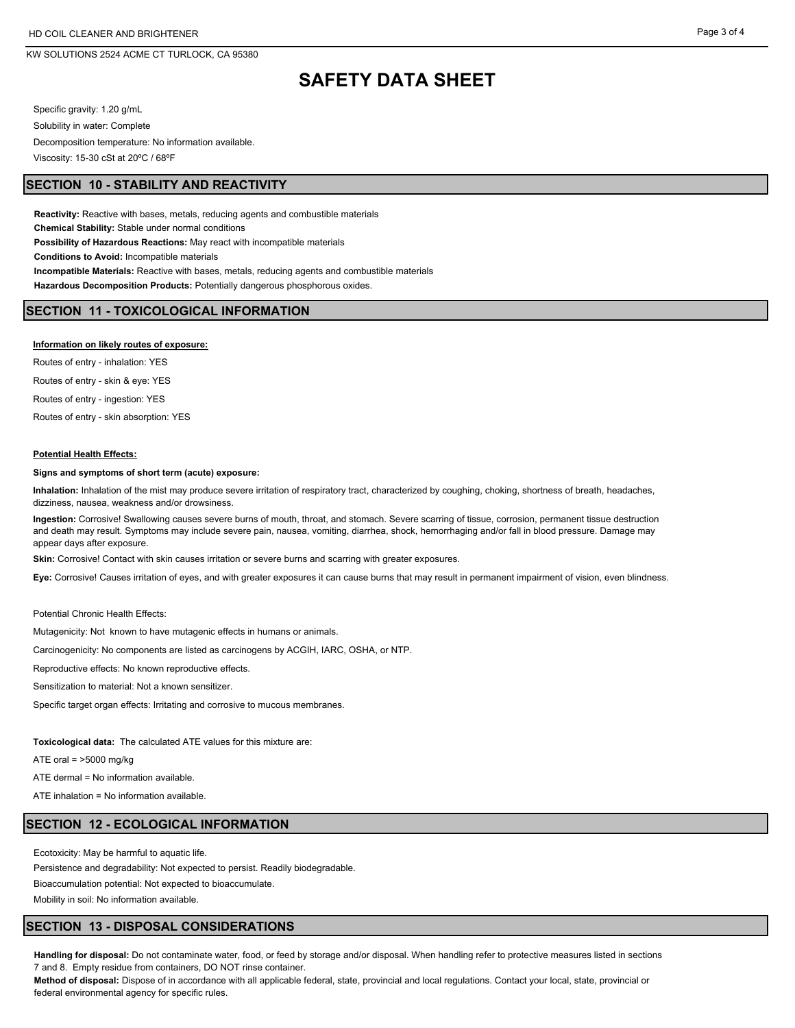## SAFETY DATA SHEET

Specific gravity: 1.20 g/mL

Solubility in water: Complete

Decomposition temperature: No information available.

Viscosity: 15-30 cSt at 20ºC / 68ºF

## SECTION 10 - STABILITY AND REACTIVITY

**Reactivity:** Reactive with bases, metals, reducing agents and combustible materials

**Chemical Stability:** Stable under normal conditions

**Possibility of Hazardous Reactions:** May react with incompatible materials

**Conditions to Avoid:** Incompatible materials

**Incompatible Materials:** Reactive with bases, metals, reducing agents and combustible materials

**Hazardous Decomposition Products:** Potentially dangerous phosphorous oxides.

## SECTION 11 - TOXICOLOGICAL INFORMATION

**Information on likely routes of exposure:**

Routes of entry - inhalation: YES

Routes of entry - skin & eye: YES

Routes of entry - ingestion: YES

Routes of entry - skin absorption: YES

**Potential Health Effects:**

**Signs and symptoms of short term (acute) exposure:**

**Inhalation:** Inhalation of the mist may produce severe irritation of respiratory tract, characterized by coughing, choking, shortness of breath, headaches, dizziness, nausea, weakness and/or drowsiness.

**Ingestion:** Corrosive! Swallowing causes severe burns of mouth, throat, and stomach. Severe scarring of tissue, corrosion, permanent tissue destruction and death may result. Symptoms may include severe pain, nausea, vomiting, diarrhea, shock, hemorrhaging and/or fall in blood pressure. Damage may appear days after exposure.

**Skin:** Corrosive! Contact with skin causes irritation or severe burns and scarring with greater exposures.

**Eye:** Corrosive! Causes irritation of eyes, and with greater exposures it can cause burns that may result in permanent impairment of vision, even blindness.

Potential Chronic Health Effects:

Mutagenicity: Not known to have mutagenic effects in humans or animals.

Carcinogenicity: No components are listed as carcinogens by ACGIH, IARC, OSHA, or NTP.

Reproductive effects: No known reproductive effects.

Sensitization to material: Not a known sensitizer.

Specific target organ effects: Irritating and corrosive to mucous membranes.

**Toxicological data:** The calculated ATE values for this mixture are:

ATE oral = >5000 mg/kg

ATE dermal = No information available.

ATE inhalation = No information available.

## SECTION 12 - ECOLOGICAL INFORMATION

Ecotoxicity: May be harmful to aquatic life.

Persistence and degradability: Not expected to persist. Readily biodegradable.

Bioaccumulation potential: Not expected to bioaccumulate.

Mobility in soil: No information available.

## SECTION 13 - DISPOSAL CONSIDERATIONS

**Handling for disposal:** Do not contaminate water, food, or feed by storage and/or disposal. When handling refer to protective measures listed in sections 7 and 8. Empty residue from containers, DO NOT rinse container.

**Method of disposal:** Dispose of in accordance with all applicable federal, state, provincial and local regulations. Contact your local, state, provincial or federal environmental agency for specific rules.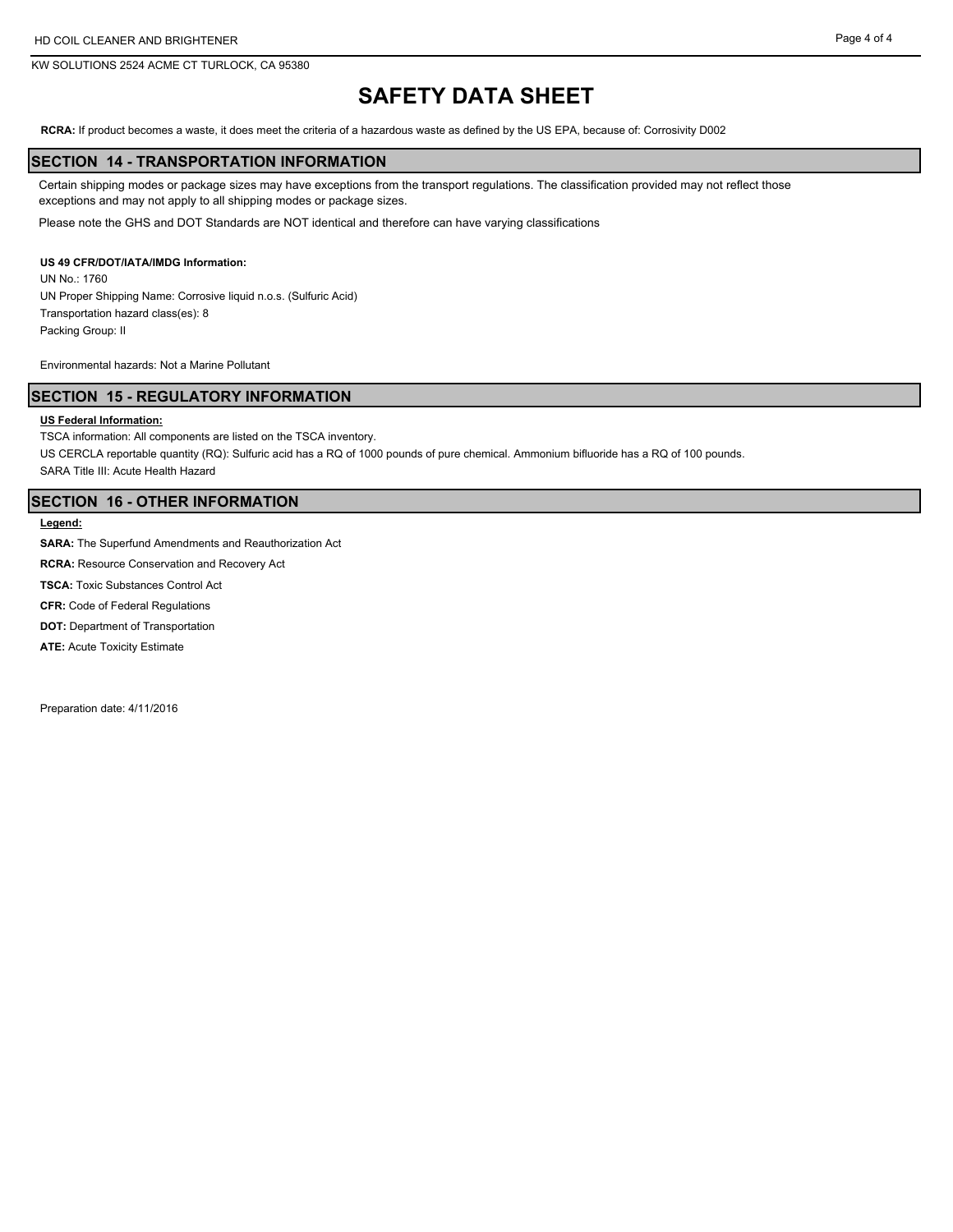# SAFETY DATA SHEET

**RCRA:** If product becomes a waste, it does meet the criteria of a hazardous waste as defined by the US EPA, because of: Corrosivity D002

## SECTION 14 - TRANSPORTATION INFORMATION

Certain shipping modes or package sizes may have exceptions from the transport regulations. The classification provided may not reflect those exceptions and may not apply to all shipping modes or package sizes.

Please note the GHS and DOT Standards are NOT identical and therefore can have varying classifications

**US 49 CFR/DOT/IATA/IMDG Information:**

UN No.: 1760

UN Proper Shipping Name: Corrosive liquid n.o.s. (Sulfuric Acid)

Transportation hazard class(es): 8

Packing Group: II

Environmental hazards: Not a Marine Pollutant

## SECTION 15 - REGULATORY INFORMATION

**US Federal Information:**

TSCA information: All components are listed on the TSCA inventory.

US CERCLA reportable quantity (RQ): Sulfuric acid has a RQ of 1000 pounds of pure chemical. Ammonium bifluoride has a RQ of 100 pounds.

SARA Title III: Acute Health Hazard

## SECTION 16 - OTHER INFORMATION

**Legend:**

**SARA:** The Superfund Amendments and Reauthorization Act

**RCRA:** Resource Conservation and Recovery Act

**TSCA:** Toxic Substances Control Act

**CFR:** Code of Federal Regulations

**DOT:** Department of Transportation

**ATE:** Acute Toxicity Estimate

Preparation date: 4/11/2016